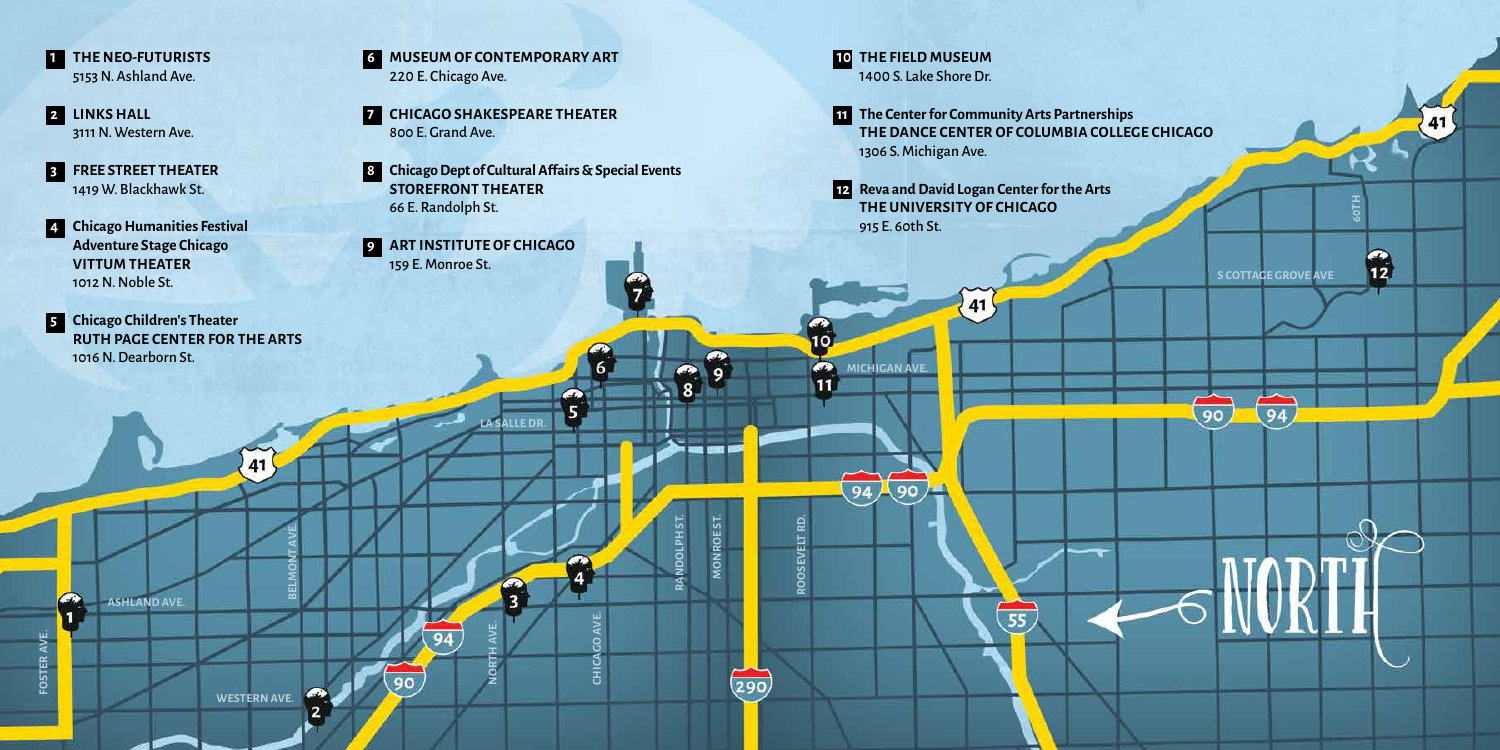**1** **THE NEO-FUTURISTS**
5153 N. Ashland Ave.

**2** **LINKS HALL**
3111 N. Western Ave.

**3** **FREE STREET THEATER**
1419 W. Blackhawk St.

**4** **Chicago Humanities Festival**
**Adventure Stage Chicago**
**VITTUM THEATER**
1012 N. Noble St.

**5** **Chicago Children's Theater**
**RUTH PAGE CENTER FOR THE ARTS**
1016 N. Dearborn St.

**6** **MUSEUM OF CONTEMPORARY ART**
220 E. Chicago Ave.

**7** **CHICAGO SHAKESPEARE THEATER**
800 E. Grand Ave.

**8** **Chicago Dept of Cultural Affairs & Special Events**
**STOREFRONT THEATER**
66 E. Randolph St.

**9** **ART INSTITUTE OF CHICAGO**
159 E. Monroe St.

**10** **THE FIELD MUSEUM**
1400 S. Lake Shore Dr.

**11** **The Center for Community Arts Partnerships**
**THE DANCE CENTER OF COLUMBIA COLLEGE CHICAGO**
1306 S. Michigan Ave.

**12** **Reva and David Logan Center for the Arts**
**THE UNIVERSITY OF CHICAGO**
915 E. 60th St.

NORTH

FOSTER AVE. ASHLAND AVE. BELMONT AVE. WESTERN AVE. NORTH AVE. CHICAGO AVE. LA SALLE DR. RANDOLPH ST. MONROE ST. ROOSEVELT RD. MICHIGAN AVE. S COTTAGE GROVE AVE 60TH

41 94 90 290 55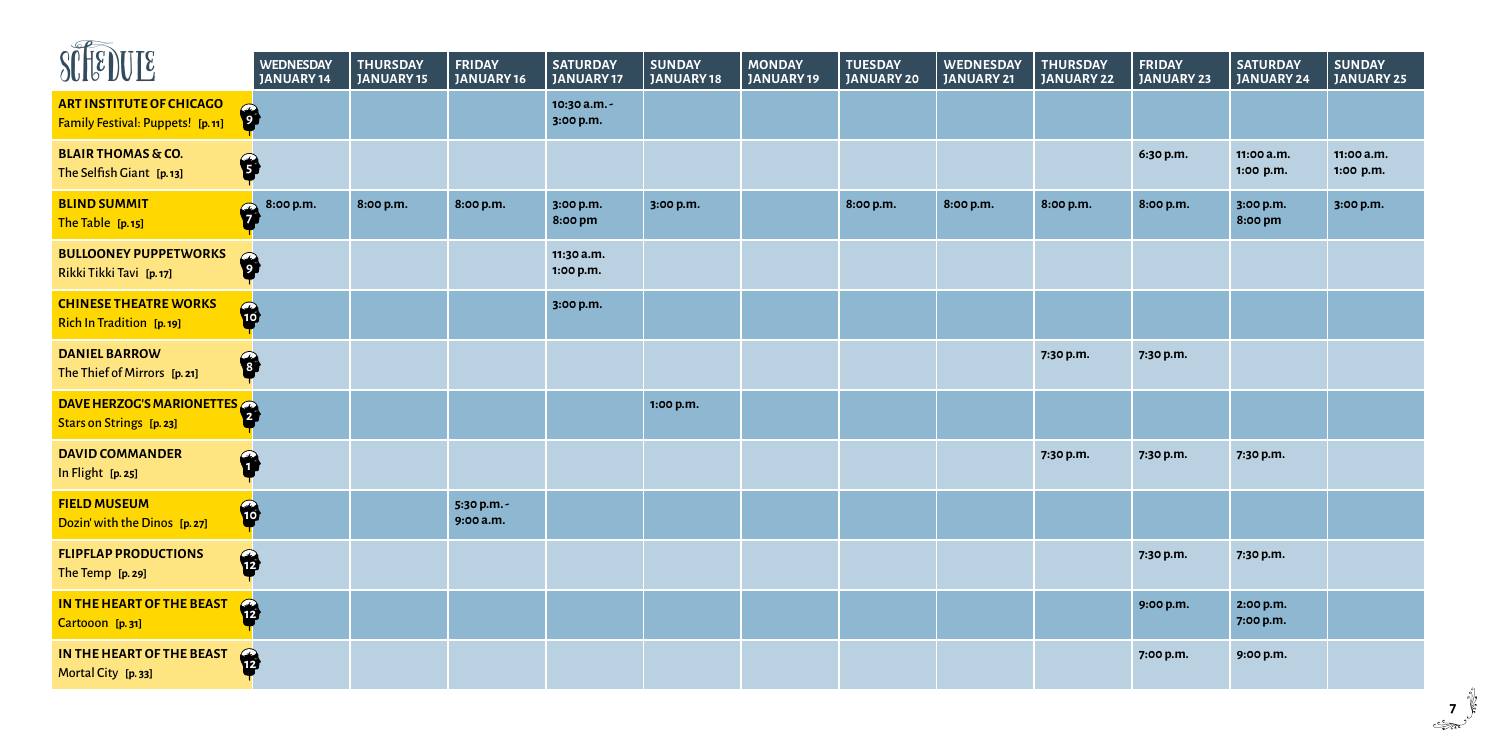# SCHEDULE

| | WEDNESDAY JANUARY 14 | THURSDAY JANUARY 15 | FRIDAY JANUARY 16 | SATURDAY JANUARY 17 | SUNDAY JANUARY 18 | MONDAY JANUARY 19 | TUESDAY JANUARY 20 | WEDNESDAY JANUARY 21 | THURSDAY JANUARY 22 | FRIDAY JANUARY 23 | SATURDAY JANUARY 24 | SUNDAY JANUARY 25 |
|---|---|---|---|---|---|---|---|---|---|---|---|---|
| **ART INSTITUTE OF CHICAGO** Family Festival: Puppets! [p. 11] (9) | | | | 10:30 a.m. - 3:00 p.m. | | | | | | | | |
| **BLAIR THOMAS & CO.** The Selfish Giant [p. 13] (5) | | | | | | | | | | 6:30 p.m. | 11:00 a.m. 1:00 p.m. | 11:00 a.m. 1:00 p.m. |
| **BLIND SUMMIT** The Table [p. 15] (7) | 8:00 p.m. | 8:00 p.m. | 8:00 p.m. | 3:00 p.m. 8:00 pm | 3:00 p.m. | | 8:00 p.m. | 8:00 p.m. | 8:00 p.m. | 8:00 p.m. | 3:00 p.m. 8:00 pm | 3:00 p.m. |
| **BULLOONEY PUPPETWORKS** Rikki Tikki Tavi [p. 17] (9) | | | | 11:30 a.m. 1:00 p.m. | | | | | | | | |
| **CHINESE THEATRE WORKS** Rich In Tradition [p. 19] (10) | | | | 3:00 p.m. | | | | | | | | |
| **DANIEL BARROW** The Thief of Mirrors [p. 21] (8) | | | | | | | | | 7:30 p.m. | 7:30 p.m. | | |
| **DAVE HERZOG'S MARIONETTES** Stars on Strings [p. 23] (2) | | | | | 1:00 p.m. | | | | | | | |
| **DAVID COMMANDER** In Flight [p. 25] (1) | | | | | | | | | 7:30 p.m. | 7:30 p.m. | 7:30 p.m. | |
| **FIELD MUSEUM** Dozin' with the Dinos [p. 27] (10) | | | 5:30 p.m. - 9:00 a.m. | | | | | | | | | |
| **FLIPFLAP PRODUCTIONS** The Temp [p. 29] (12) | | | | | | | | | | 7:30 p.m. | 7:30 p.m. | |
| **IN THE HEART OF THE BEAST** Cartooon [p. 31] (12) | | | | | | | | | | 9:00 p.m. | 2:00 p.m. 7:00 p.m. | |
| **IN THE HEART OF THE BEAST** Mortal City [p. 33] (12) | | | | | | | | | | 7:00 p.m. | 9:00 p.m. | |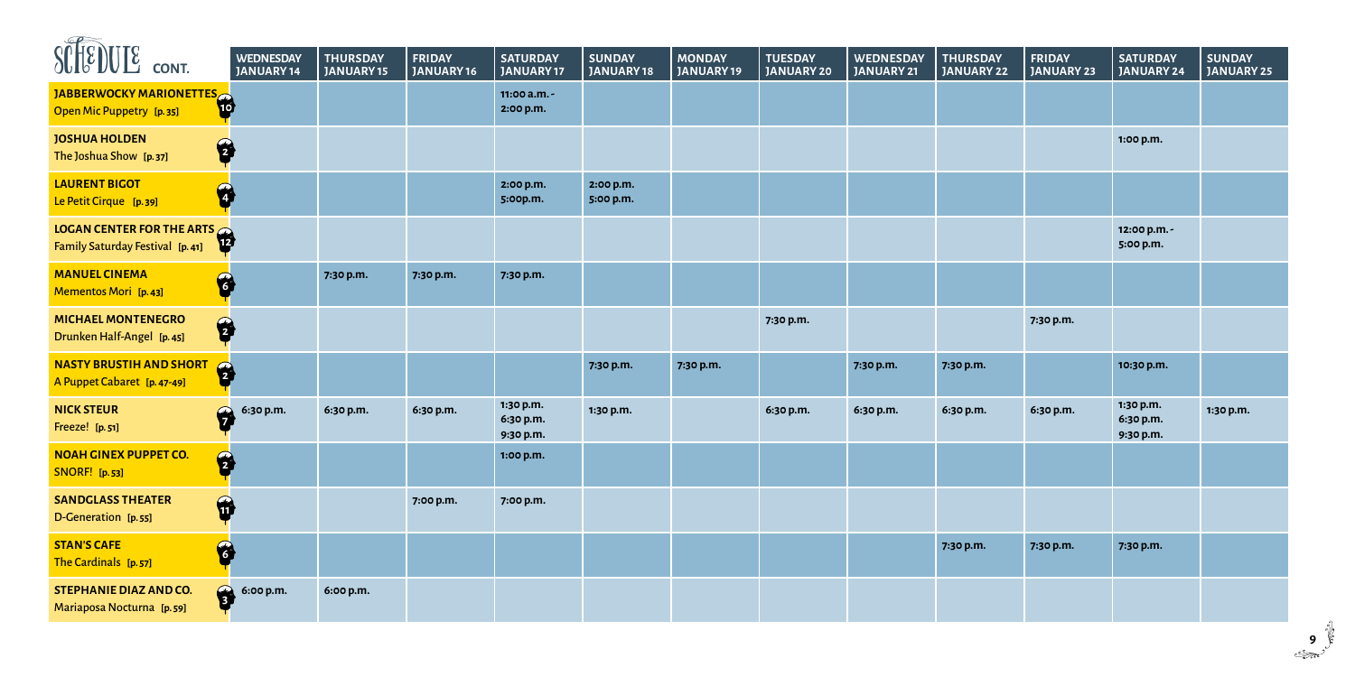# SCHEDULE CONT.

| | WEDNESDAY JANUARY 14 | THURSDAY JANUARY 15 | FRIDAY JANUARY 16 | SATURDAY JANUARY 17 | SUNDAY JANUARY 18 | MONDAY JANUARY 19 | TUESDAY JANUARY 20 | WEDNESDAY JANUARY 21 | THURSDAY JANUARY 22 | FRIDAY JANUARY 23 | SATURDAY JANUARY 24 | SUNDAY JANUARY 25 |
|---|---|---|---|---|---|---|---|---|---|---|---|---|
| **JABBERWOCKY MARIONETTES** Open Mic Puppetry [p. 35] (10) | | | | 11:00 a.m. - 2:00 p.m. | | | | | | | | |
| **JOSHUA HOLDEN** The Joshua Show [p. 37] (2) | | | | | | | | | | | 1:00 p.m. | |
| **LAURENT BIGOT** Le Petit Cirque [p. 39] (4) | | | | 2:00 p.m. 5:00p.m. | 2:00 p.m. 5:00 p.m. | | | | | | | |
| **LOGAN CENTER FOR THE ARTS** Family Saturday Festival [p. 41] (12) | | | | | | | | | | | 12:00 p.m. - 5:00 p.m. | |
| **MANUEL CINEMA** Mementos Mori [p. 43] (6) | | 7:30 p.m. | 7:30 p.m. | 7:30 p.m. | | | | | | | | |
| **MICHAEL MONTENEGRO** Drunken Half-Angel [p. 45] (2) | | | | | | | 7:30 p.m. | | | 7:30 p.m. | | |
| **NASTY BRUSTIH AND SHORT** A Puppet Cabaret [p. 47-49] (2) | | | | | 7:30 p.m. | 7:30 p.m. | | 7:30 p.m. | 7:30 p.m. | | 10:30 p.m. | |
| **NICK STEUR** Freeze! [p. 51] (7) | 6:30 p.m. | 6:30 p.m. | 6:30 p.m. | 1:30 p.m. 6:30 p.m. 9:30 p.m. | 1:30 p.m. | | 6:30 p.m. | 6:30 p.m. | 6:30 p.m. | 6:30 p.m. | 1:30 p.m. 6:30 p.m. 9:30 p.m. | 1:30 p.m. |
| **NOAH GINEX PUPPET CO.** SNORF! [p. 53] (2) | | | | 1:00 p.m. | | | | | | | | |
| **SANDGLASS THEATER** D-Generation [p. 55] (11) | | | 7:00 p.m. | 7:00 p.m. | | | | | | | | |
| **STAN'S CAFE** The Cardinals [p. 57] (6) | | | | | | | | | 7:30 p.m. | 7:30 p.m. | 7:30 p.m. | |
| **STEPHANIE DIAZ AND CO.** Mariaposa Nocturna [p. 59] (3) | 6:00 p.m. | 6:00 p.m. | | | | | | | | | | |